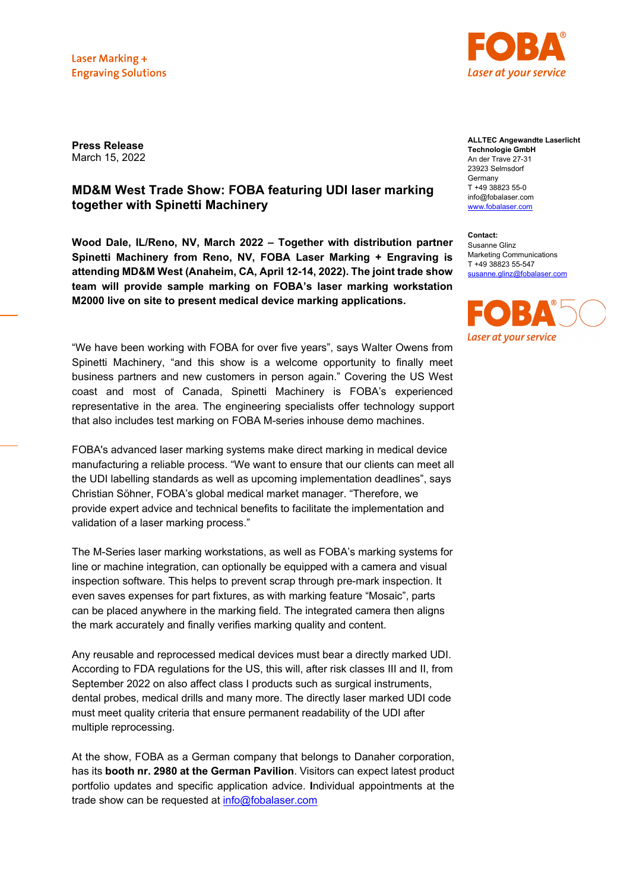Laser Marking +
Engraving Solutions

FOBA®
*Laser at your service*

**Press Release**
March 15, 2022

## MD&M West Trade Show: FOBA featuring UDI laser marking together with Spinetti Machinery

**Wood Dale, IL/Reno, NV, March 2022 – Together with distribution partner Spinetti Machinery from Reno, NV, FOBA Laser Marking + Engraving is attending MD&M West (Anaheim, CA, April 12-14, 2022). The joint trade show team will provide sample marking on FOBA's laser marking workstation M2000 live on site to present medical device marking applications.**

"We have been working with FOBA for over five years", says Walter Owens from Spinetti Machinery, "and this show is a welcome opportunity to finally meet business partners and new customers in person again." Covering the US West coast and most of Canada, Spinetti Machinery is FOBA's experienced representative in the area. The engineering specialists offer technology support that also includes test marking on FOBA M-series inhouse demo machines.

FOBA's advanced laser marking systems make direct marking in medical device manufacturing a reliable process. "We want to ensure that our clients can meet all the UDI labelling standards as well as upcoming implementation deadlines", says Christian Söhner, FOBA's global medical market manager. "Therefore, we provide expert advice and technical benefits to facilitate the implementation and validation of a laser marking process."

The M-Series laser marking workstations, as well as FOBA's marking systems for line or machine integration, can optionally be equipped with a camera and visual inspection software. This helps to prevent scrap through pre-mark inspection. It even saves expenses for part fixtures, as with marking feature "Mosaic", parts can be placed anywhere in the marking field. The integrated camera then aligns the mark accurately and finally verifies marking quality and content.

Any reusable and reprocessed medical devices must bear a directly marked UDI. According to FDA regulations for the US, this will, after risk classes III and II, from September 2022 on also affect class I products such as surgical instruments, dental probes, medical drills and many more. The directly laser marked UDI code must meet quality criteria that ensure permanent readability of the UDI after multiple reprocessing.

At the show, FOBA as a German company that belongs to Danaher corporation, has its **booth nr. 2980 at the German Pavilion**. Visitors can expect latest product portfolio updates and specific application advice. Individual appointments at the trade show can be requested at info@fobalaser.com

**ALLTEC Angewandte Laserlicht Technologie GmbH**
An der Trave 27-31
23923 Selmsdorf
Germany
T +49 38823 55-0
info@fobalaser.com
www.fobalaser.com

**Contact:**
Susanne Glinz
Marketing Communications
T +49 38823 55-547
susanne.glinz@fobalaser.com

FOBA® 50
*Laser at your service*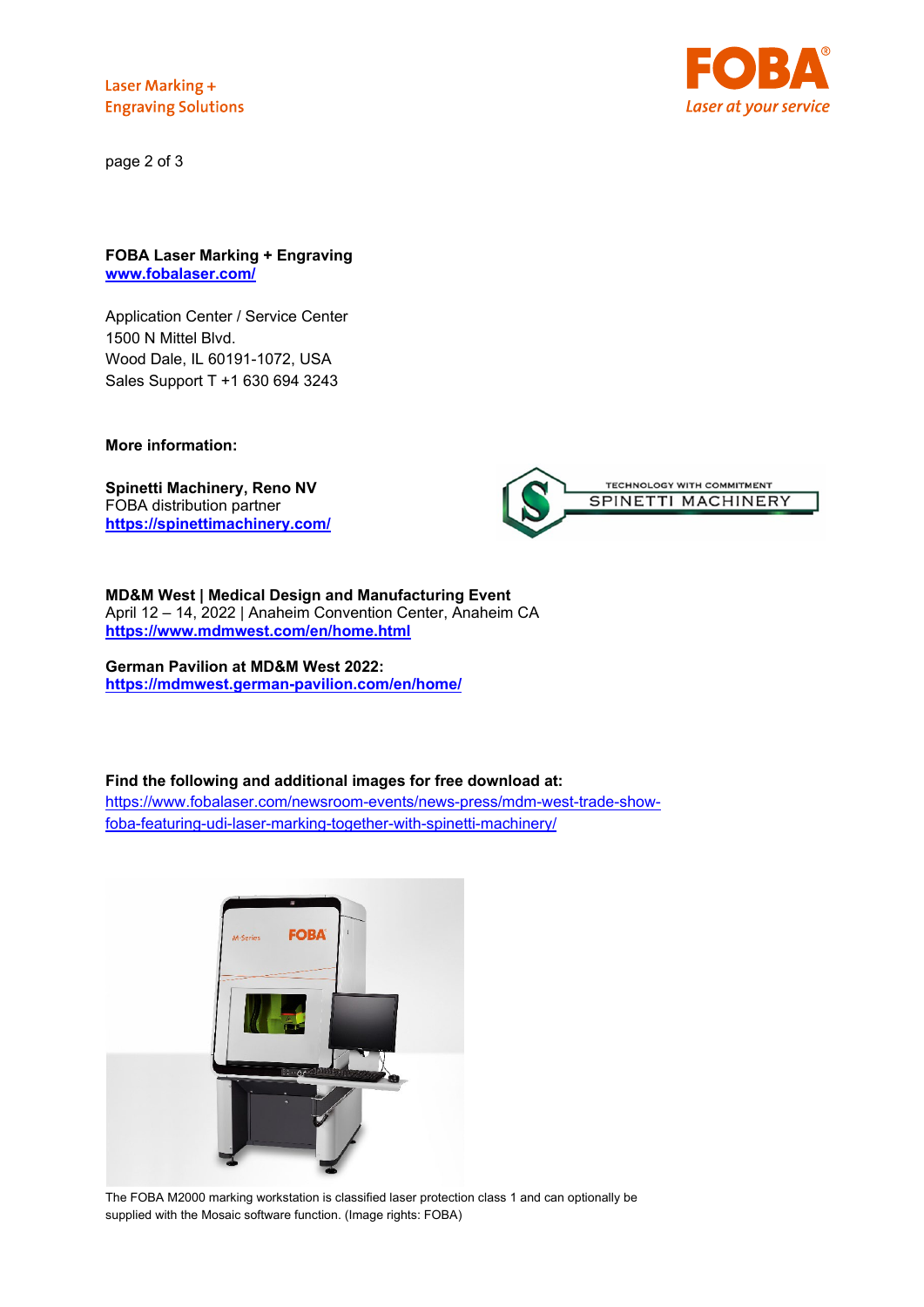**FOBA Laser Marking + Engraving**
**www.fobalaser.com/**

Application Center / Service Center
1500 N Mittel Blvd.
Wood Dale, IL 60191-1072, USA
Sales Support T +1 630 694 3243

**More information:**

**Spinetti Machinery, Reno NV**
FOBA distribution partner
**https://spinettimachinery.com/**

**MD&M West | Medical Design and Manufacturing Event**
April 12 – 14, 2022 | Anaheim Convention Center, Anaheim CA
**https://www.mdmwest.com/en/home.html**

**German Pavilion at MD&M West 2022:**
**https://mdmwest.german-pavilion.com/en/home/**

**Find the following and additional images for free download at:**
https://www.fobalaser.com/newsroom-events/news-press/mdm-west-trade-show-foba-featuring-udi-laser-marking-together-with-spinetti-machinery/

The FOBA M2000 marking workstation is classified laser protection class 1 and can optionally be supplied with the Mosaic software function. (Image rights: FOBA)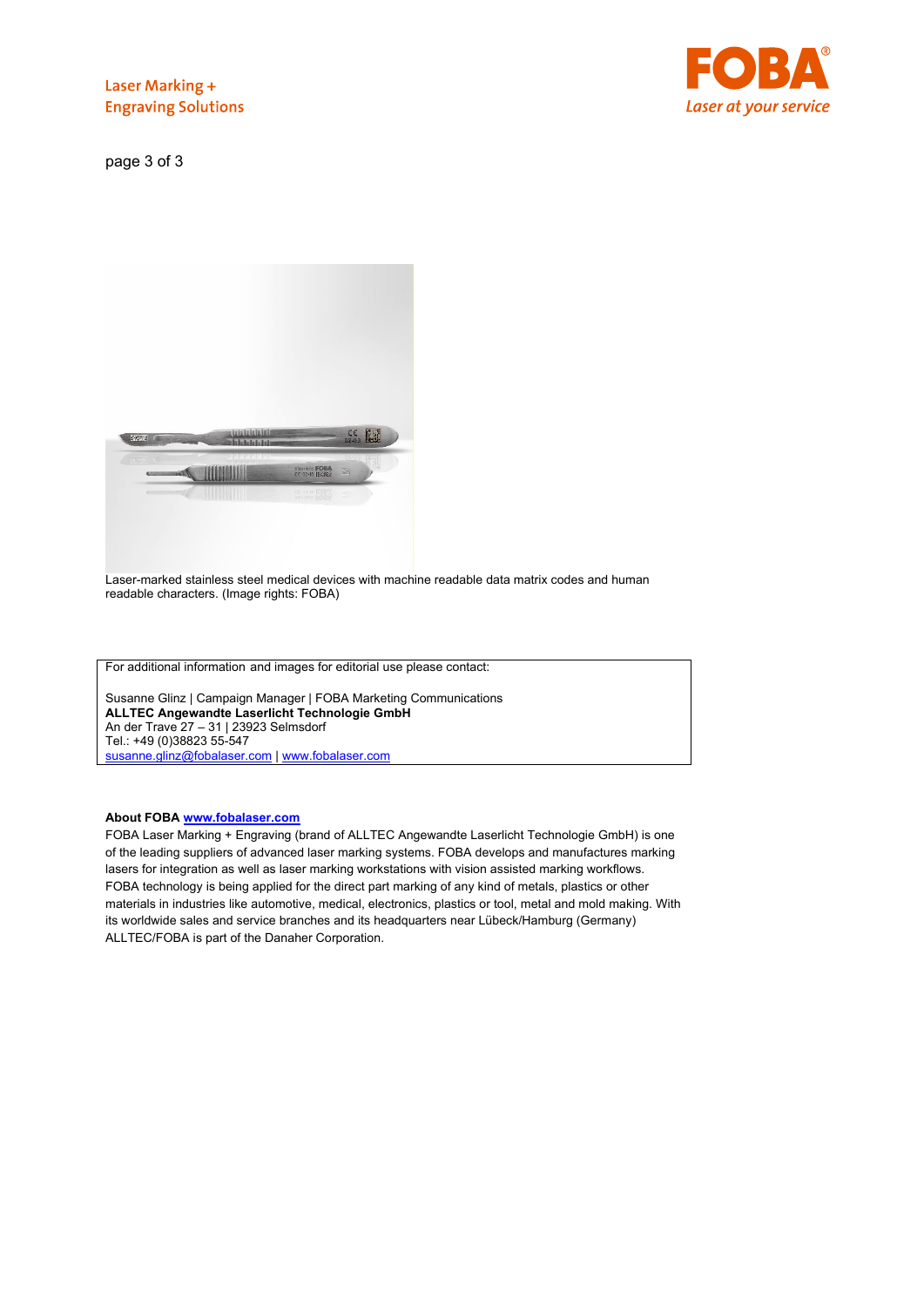Laser-marked stainless steel medical devices with machine readable data matrix codes and human readable characters. (Image rights: FOBA)

| |
|---|
| For additional information and images for editorial use please contact:<br><br>Susanne Glinz \| Campaign Manager \| FOBA Marketing Communications<br>**ALLTEC Angewandte Laserlicht Technologie GmbH**<br>An der Trave 27 – 31 \| 23923 Selmsdorf<br>Tel.: +49 (0)38823 55-547<br>susanne.glinz@fobalaser.com \| www.fobalaser.com |

**About FOBA www.fobalaser.com**

FOBA Laser Marking + Engraving (brand of ALLTEC Angewandte Laserlicht Technologie GmbH) is one of the leading suppliers of advanced laser marking systems. FOBA develops and manufactures marking lasers for integration as well as laser marking workstations with vision assisted marking workflows. FOBA technology is being applied for the direct part marking of any kind of metals, plastics or other materials in industries like automotive, medical, electronics, plastics or tool, metal and mold making. With its worldwide sales and service branches and its headquarters near Lübeck/Hamburg (Germany) ALLTEC/FOBA is part of the Danaher Corporation.